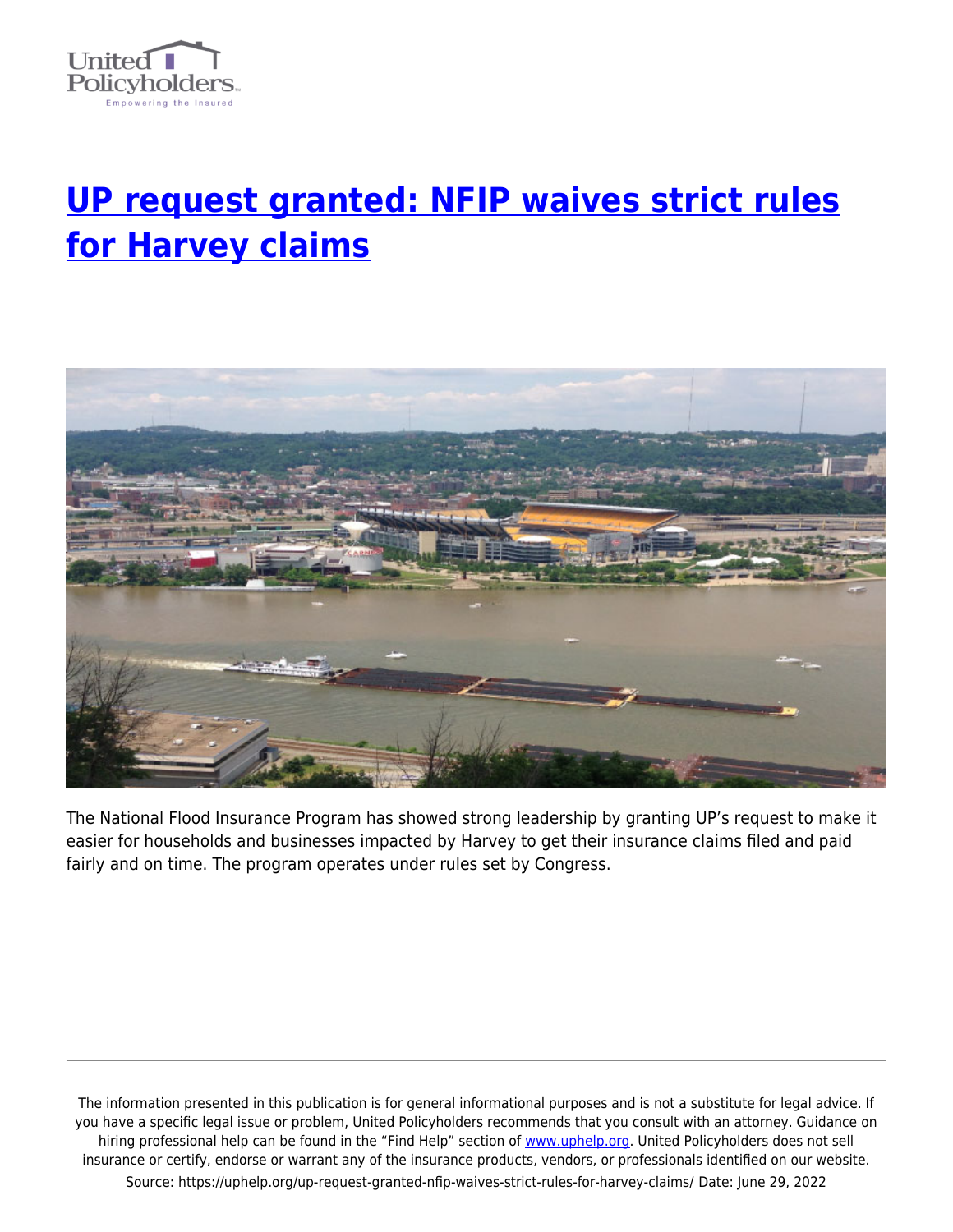# UP request granted: NFIP waives strict rules for Harvey claims

The National Flood Insurance Program has showed strong leadership by granting UP's request to make it easier for households and businesses impacted by Harvey to get their insurance claims filed and paid fairly and on time. The program operates under rules set by Congress.

The information presented in this publication is for general informational purposes and is not a substitute for legal advice. If you have a specific legal issue or problem, United Policyholders recommends that you consult with an attorney. Guidance on hiring professional help can be found in the "Find Help" section of www.uphelp.org. United Policyholders does not sell insurance or certify, endorse or warrant any of the insurance products, vendors, or professionals identified on our website.
Source: https://uphelp.org/up-request-granted-nfip-waives-strict-rules-for-harvey-claims/ Date: June 29, 2022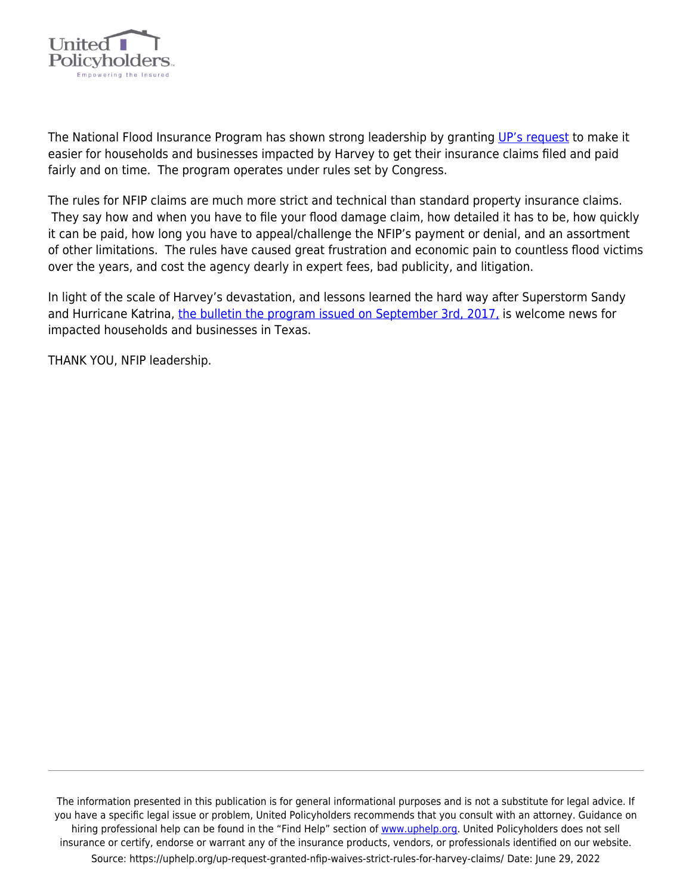The National Flood Insurance Program has shown strong leadership by granting [UP's request](#) to make it easier for households and businesses impacted by Harvey to get their insurance claims filed and paid fairly and on time. The program operates under rules set by Congress.

The rules for NFIP claims are much more strict and technical than standard property insurance claims. They say how and when you have to file your flood damage claim, how detailed it has to be, how quickly it can be paid, how long you have to appeal/challenge the NFIP's payment or denial, and an assortment of other limitations. The rules have caused great frustration and economic pain to countless flood victims over the years, and cost the agency dearly in expert fees, bad publicity, and litigation.

In light of the scale of Harvey's devastation, and lessons learned the hard way after Superstorm Sandy and Hurricane Katrina, [the bulletin the program issued on September 3rd, 2017,](#) is welcome news for impacted households and businesses in Texas.

THANK YOU, NFIP leadership.

The information presented in this publication is for general informational purposes and is not a substitute for legal advice. If you have a specific legal issue or problem, United Policyholders recommends that you consult with an attorney. Guidance on hiring professional help can be found in the "Find Help" section of www.uphelp.org. United Policyholders does not sell insurance or certify, endorse or warrant any of the insurance products, vendors, or professionals identified on our website.

Source: https://uphelp.org/up-request-granted-nfip-waives-strict-rules-for-harvey-claims/ Date: June 29, 2022